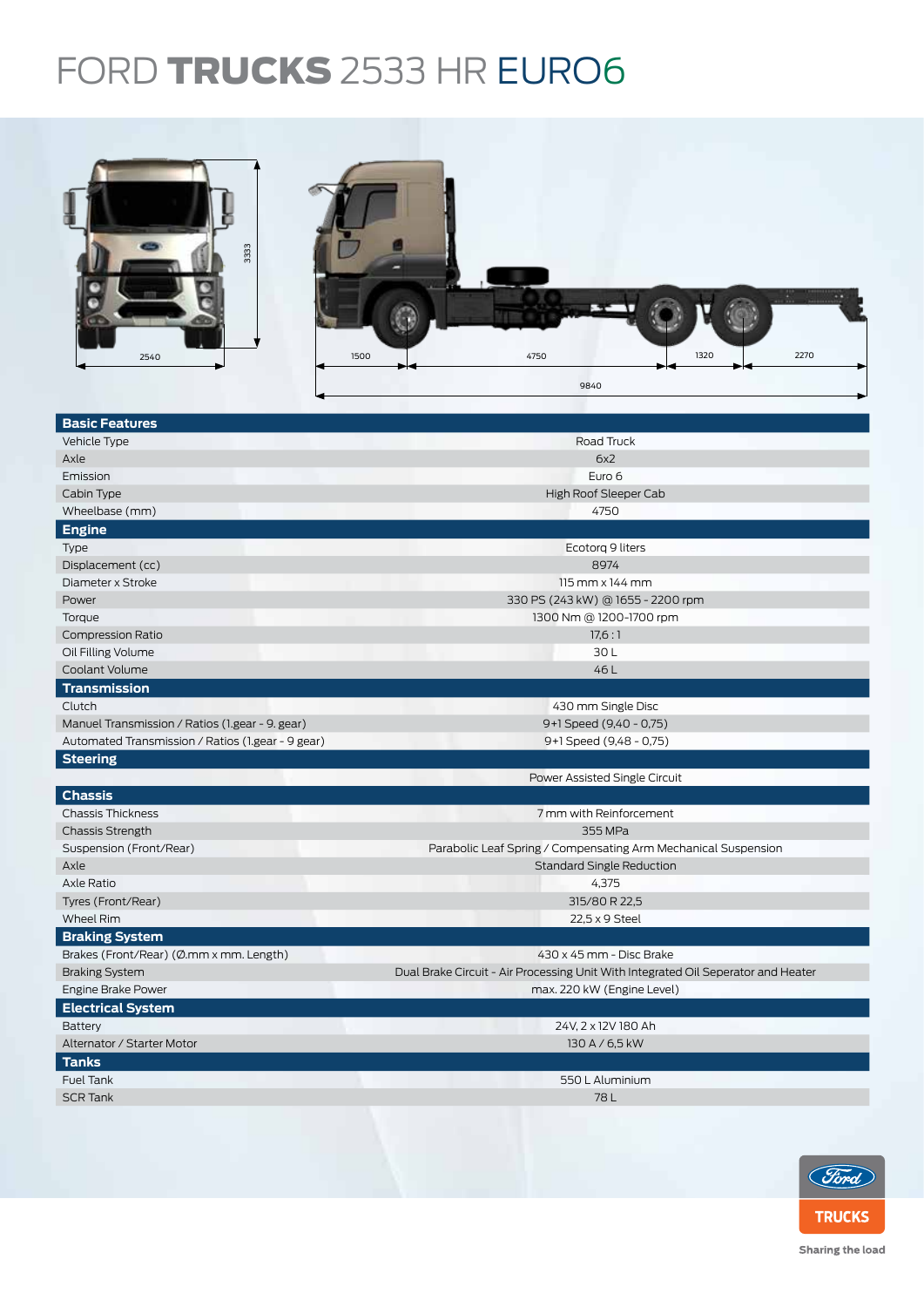# FORD TRUCKS 2533 HR EURO6

2540

3333

1500 | 4750 | 1320 | 2270

9840

| Basic Features | |
|---|---|
| Vehicle Type | Road Truck |
| Axle | 6x2 |
| Emission | Euro 6 |
| Cabin Type | High Roof Sleeper Cab |
| Wheelbase (mm) | 4750 |
| **Engine** | |
| Type | Ecotorq 9 liters |
| Displacement (cc) | 8974 |
| Diameter x Stroke | 115 mm x 144 mm |
| Power | 330 PS (243 kW) @ 1655 - 2200 rpm |
| Torque | 1300 Nm @ 1200-1700 rpm |
| Compression Ratio | 17,6 : 1 |
| Oil Filling Volume | 30 L |
| Coolant Volume | 46 L |
| **Transmission** | |
| Clutch | 430 mm Single Disc |
| Manuel Transmission / Ratios (1.gear - 9. gear) | 9+1 Speed (9,40 - 0,75) |
| Automated Transmission / Ratios (1.gear - 9 gear) | 9+1 Speed (9,48 - 0,75) |
| **Steering** | |
| | Power Assisted Single Circuit |
| **Chassis** | |
| Chassis Thickness | 7 mm with Reinforcement |
| Chassis Strength | 355 MPa |
| Suspension (Front/Rear) | Parabolic Leaf Spring / Compensating Arm Mechanical Suspension |
| Axle | Standard Single Reduction |
| Axle Ratio | 4,375 |
| Tyres (Front/Rear) | 315/80 R 22,5 |
| Wheel Rim | 22,5 x 9 Steel |
| **Braking System** | |
| Brakes (Front/Rear) (Ø.mm x mm. Length) | 430 x 45 mm - Disc Brake |
| Braking System | Dual Brake Circuit - Air Processing Unit With Integrated Oil Seperator and Heater |
| Engine Brake Power | max. 220 kW (Engine Level) |
| **Electrical System** | |
| Battery | 24V, 2 x 12V 180 Ah |
| Alternator / Starter Motor | 130 A / 6,5 kW |
| **Tanks** | |
| Fuel Tank | 550 L Aluminium |
| SCR Tank | 78 L |

Ford TRUCKS

Sharing the load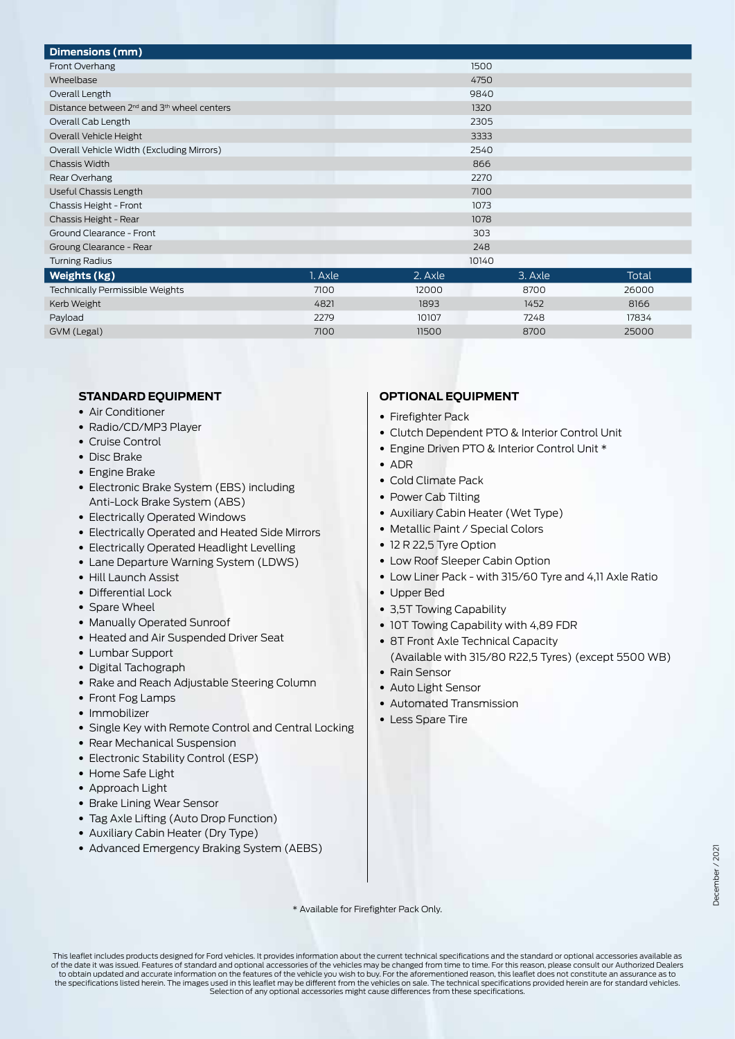| Dimensions (mm) | | | | |
|---|---|---|---|---|
| Front Overhang | 1500 | | | |
| Wheelbase | 4750 | | | |
| Overall Length | 9840 | | | |
| Distance between 2nd and 3th wheel centers | 1320 | | | |
| Overall Cab Length | 2305 | | | |
| Overall Vehicle Height | 3333 | | | |
| Overall Vehicle Width (Excluding Mirrors) | 2540 | | | |
| Chassis Width | 866 | | | |
| Rear Overhang | 2270 | | | |
| Useful Chassis Length | 7100 | | | |
| Chassis Height - Front | 1073 | | | |
| Chassis Height - Rear | 1078 | | | |
| Ground Clearance - Front | 303 | | | |
| Groung Clearance - Rear | 248 | | | |
| Turning Radius | 10140 | | | |
| **Weights (kg)** | **1. Axle** | **2. Axle** | **3. Axle** | **Total** |
| Technically Permissible Weights | 7100 | 12000 | 8700 | 26000 |
| Kerb Weight | 4821 | 1893 | 1452 | 8166 |
| Payload | 2279 | 10107 | 7248 | 17834 |
| GVM (Legal) | 7100 | 11500 | 8700 | 25000 |

## STANDARD EQUIPMENT

- Air Conditioner
- Radio/CD/MP3 Player
- Cruise Control
- Disc Brake
- Engine Brake
- Electronic Brake System (EBS) including Anti-Lock Brake System (ABS)
- Electrically Operated Windows
- Electrically Operated and Heated Side Mirrors
- Electrically Operated Headlight Levelling
- Lane Departure Warning System (LDWS)
- Hill Launch Assist
- Differential Lock
- Spare Wheel
- Manually Operated Sunroof
- Heated and Air Suspended Driver Seat
- Lumbar Support
- Digital Tachograph
- Rake and Reach Adjustable Steering Column
- Front Fog Lamps
- Immobilizer
- Single Key with Remote Control and Central Locking
- Rear Mechanical Suspension
- Electronic Stability Control (ESP)
- Home Safe Light
- Approach Light
- Brake Lining Wear Sensor
- Tag Axle Lifting (Auto Drop Function)
- Auxiliary Cabin Heater (Dry Type)
- Advanced Emergency Braking System (AEBS)

## OPTIONAL EQUIPMENT

- Firefighter Pack
- Clutch Dependent PTO & Interior Control Unit
- Engine Driven PTO & Interior Control Unit *
- ADR
- Cold Climate Pack
- Power Cab Tilting
- Auxiliary Cabin Heater (Wet Type)
- Metallic Paint / Special Colors
- 12 R 22,5 Tyre Option
- Low Roof Sleeper Cabin Option
- Low Liner Pack - with 315/60 Tyre and 4,11 Axle Ratio
- Upper Bed
- 3,5T Towing Capability
- 10T Towing Capability with 4,89 FDR
- 8T Front Axle Technical Capacity (Available with 315/80 R22,5 Tyres) (except 5500 WB)
- Rain Sensor
- Auto Light Sensor
- Automated Transmission
- Less Spare Tire

* Available for Firefighter Pack Only.

December / 2021

This leaflet includes products designed for Ford vehicles. It provides information about the current technical specifications and the standard or optional accessories available as of the date it was issued. Features of standard and optional accessories of the vehicles may be changed from time to time. For this reason, please consult our Authorized Dealers to obtain updated and accurate information on the features of the vehicle you wish to buy. For the aforementioned reason, this leaflet does not constitute an assurance as to the specifications listed herein. The images used in this leaflet may be different from the vehicles on sale. The technical specifications provided herein are for standard vehicles. Selection of any optional accessories might cause differences from these specifications.